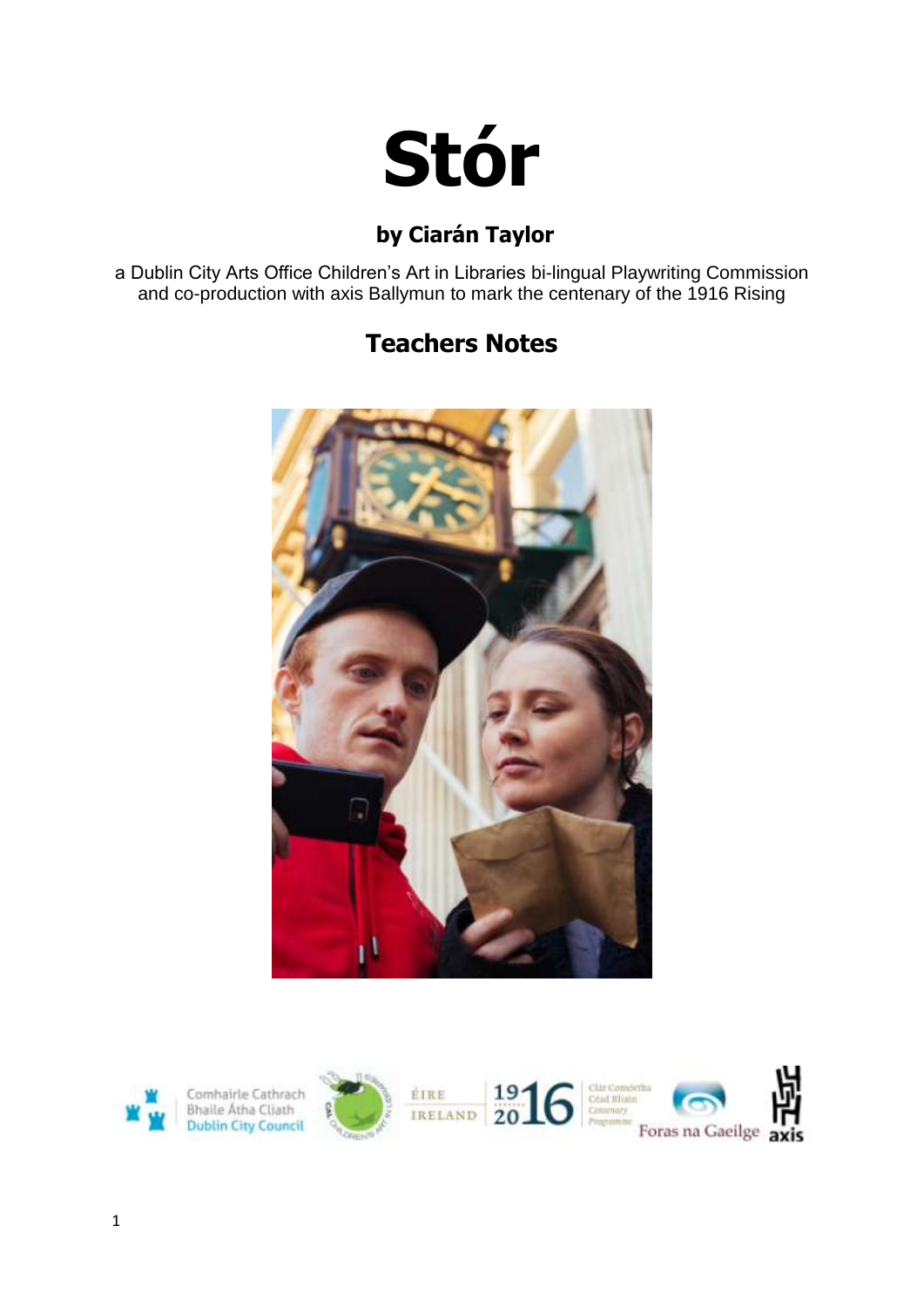# Stór

## by Ciarán Taylor

a Dublin City Arts Office Children's Art in Libraries bi-lingual Playwriting Commission and co-production with axis Ballymun to mark the centenary of the 1916 Rising

## Teachers Notes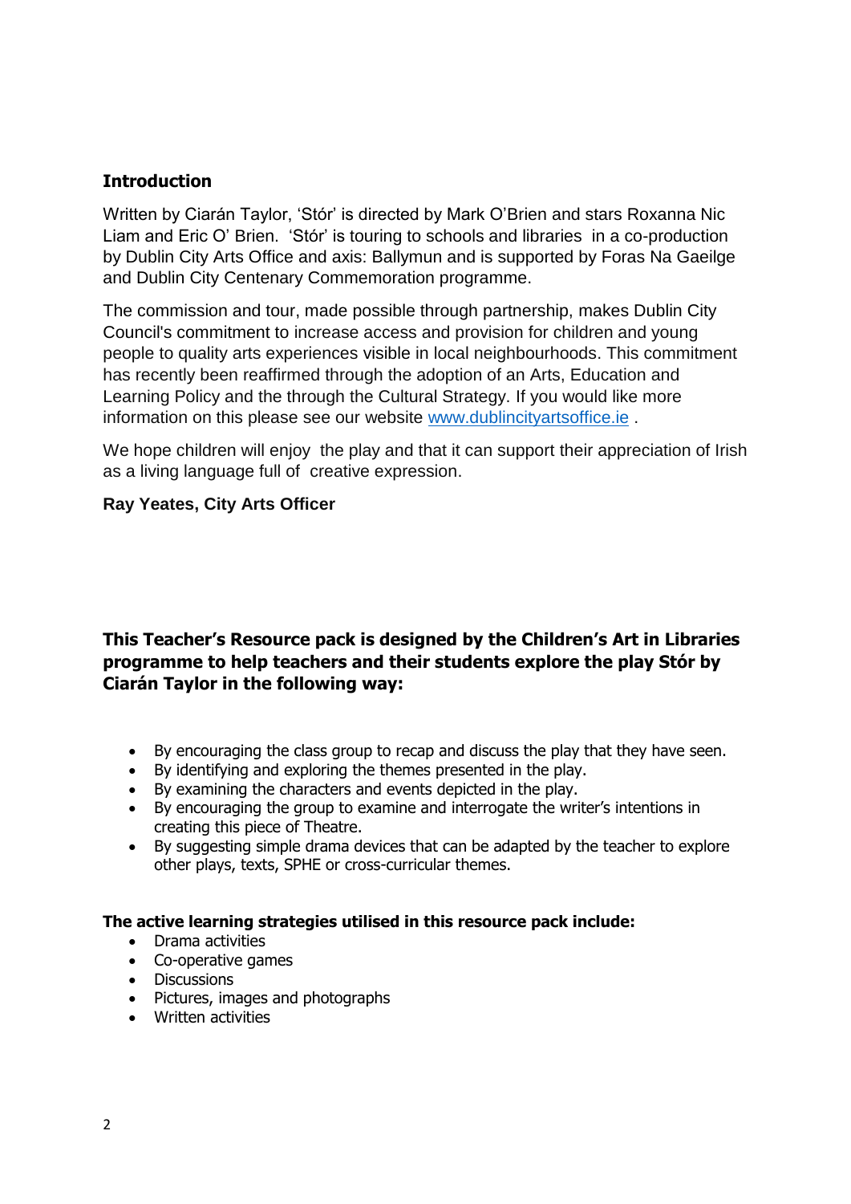## Introduction

Written by Ciarán Taylor, 'Stór' is directed by Mark O'Brien and stars Roxanna Nic Liam and Eric O' Brien. 'Stór' is touring to schools and libraries in a co-production by Dublin City Arts Office and axis: Ballymun and is supported by Foras Na Gaeilge and Dublin City Centenary Commemoration programme.

The commission and tour, made possible through partnership, makes Dublin City Council's commitment to increase access and provision for children and young people to quality arts experiences visible in local neighbourhoods. This commitment has recently been reaffirmed through the adoption of an Arts, Education and Learning Policy and the through the Cultural Strategy. If you would like more information on this please see our website [www.dublincityartsoffice.ie](http://www.dublincityartsoffice.ie) .

We hope children will enjoy the play and that it can support their appreciation of Irish as a living language full of creative expression.

**Ray Yeates, City Arts Officer**

### This Teacher's Resource pack is designed by the Children's Art in Libraries programme to help teachers and their students explore the play Stór by Ciarán Taylor in the following way:

- By encouraging the class group to recap and discuss the play that they have seen.
- By identifying and exploring the themes presented in the play.
- By examining the characters and events depicted in the play.
- By encouraging the group to examine and interrogate the writer's intentions in creating this piece of Theatre.
- By suggesting simple drama devices that can be adapted by the teacher to explore other plays, texts, SPHE or cross-curricular themes.

**The active learning strategies utilised in this resource pack include:**

- Drama activities
- Co-operative games
- Discussions
- Pictures, images and photographs
- Written activities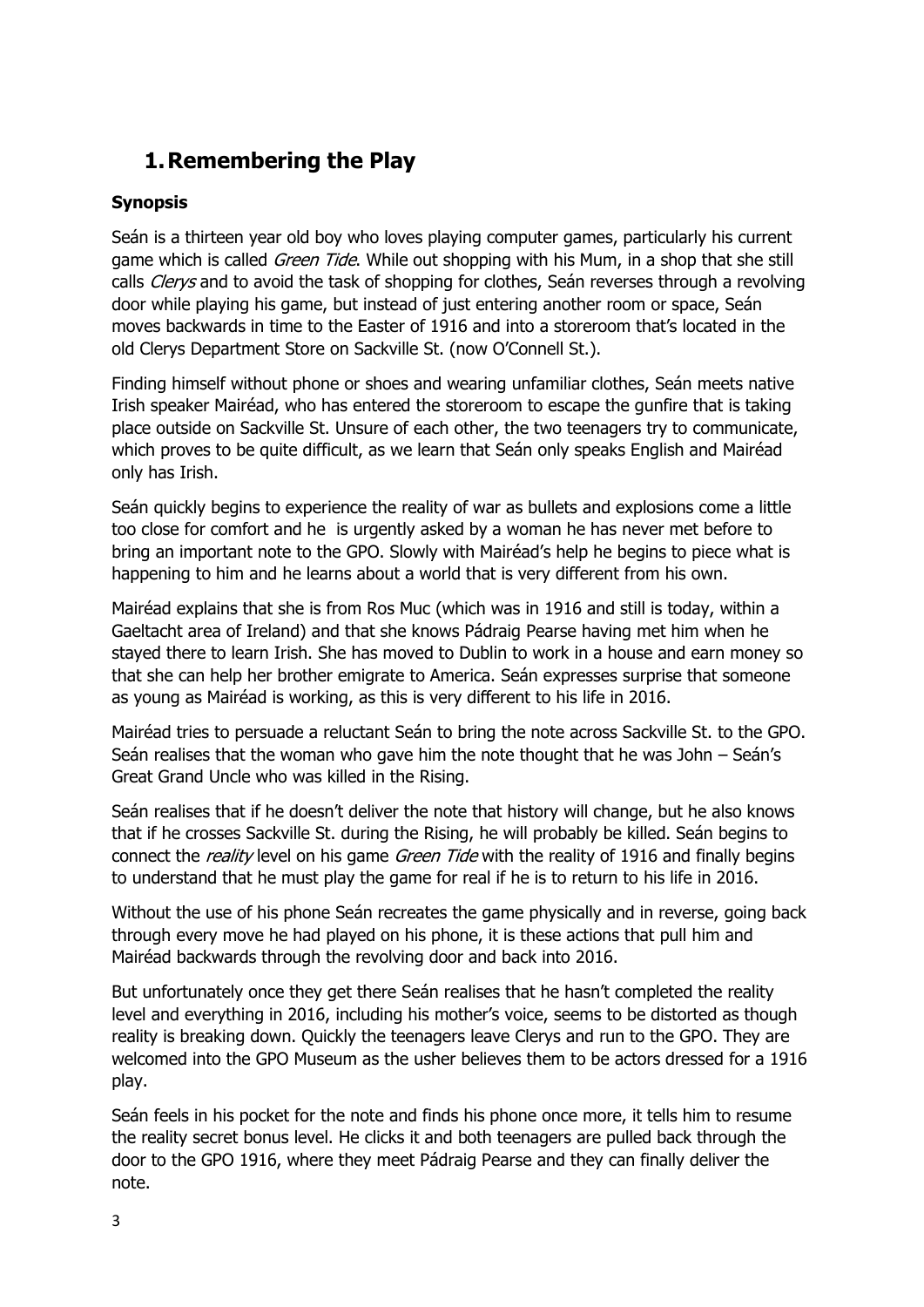## 1. Remembering the Play

### Synopsis

Seán is a thirteen year old boy who loves playing computer games, particularly his current game which is called *Green Tide*. While out shopping with his Mum, in a shop that she still calls *Clerys* and to avoid the task of shopping for clothes, Seán reverses through a revolving door while playing his game, but instead of just entering another room or space, Seán moves backwards in time to the Easter of 1916 and into a storeroom that's located in the old Clerys Department Store on Sackville St. (now O'Connell St.).

Finding himself without phone or shoes and wearing unfamiliar clothes, Seán meets native Irish speaker Mairéad, who has entered the storeroom to escape the gunfire that is taking place outside on Sackville St. Unsure of each other, the two teenagers try to communicate, which proves to be quite difficult, as we learn that Seán only speaks English and Mairéad only has Irish.

Seán quickly begins to experience the reality of war as bullets and explosions come a little too close for comfort and he is urgently asked by a woman he has never met before to bring an important note to the GPO. Slowly with Mairéad's help he begins to piece what is happening to him and he learns about a world that is very different from his own.

Mairéad explains that she is from Ros Muc (which was in 1916 and still is today, within a Gaeltacht area of Ireland) and that she knows Pádraig Pearse having met him when he stayed there to learn Irish. She has moved to Dublin to work in a house and earn money so that she can help her brother emigrate to America. Seán expresses surprise that someone as young as Mairéad is working, as this is very different to his life in 2016.

Mairéad tries to persuade a reluctant Seán to bring the note across Sackville St. to the GPO. Seán realises that the woman who gave him the note thought that he was John – Seán's Great Grand Uncle who was killed in the Rising.

Seán realises that if he doesn't deliver the note that history will change, but he also knows that if he crosses Sackville St. during the Rising, he will probably be killed. Seán begins to connect the *reality* level on his game *Green Tide* with the reality of 1916 and finally begins to understand that he must play the game for real if he is to return to his life in 2016.

Without the use of his phone Seán recreates the game physically and in reverse, going back through every move he had played on his phone, it is these actions that pull him and Mairéad backwards through the revolving door and back into 2016.

But unfortunately once they get there Seán realises that he hasn't completed the reality level and everything in 2016, including his mother's voice, seems to be distorted as though reality is breaking down. Quickly the teenagers leave Clerys and run to the GPO. They are welcomed into the GPO Museum as the usher believes them to be actors dressed for a 1916 play.

Seán feels in his pocket for the note and finds his phone once more, it tells him to resume the reality secret bonus level. He clicks it and both teenagers are pulled back through the door to the GPO 1916, where they meet Pádraig Pearse and they can finally deliver the note.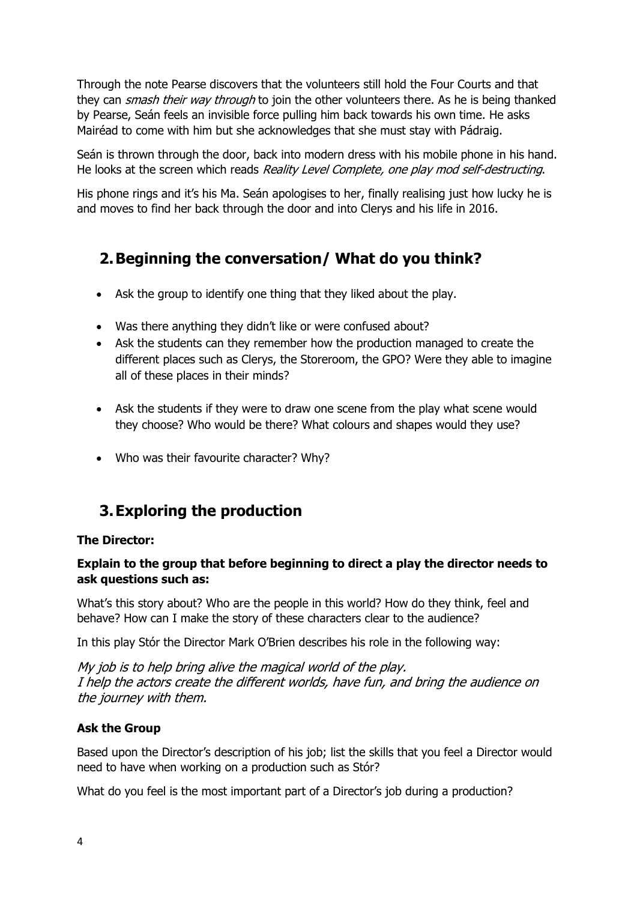Through the note Pearse discovers that the volunteers still hold the Four Courts and that they can *smash their way through* to join the other volunteers there. As he is being thanked by Pearse, Seán feels an invisible force pulling him back towards his own time. He asks Mairéad to come with him but she acknowledges that she must stay with Pádraig.

Seán is thrown through the door, back into modern dress with his mobile phone in his hand. He looks at the screen which reads *Reality Level Complete, one play mod self-destructing*.

His phone rings and it's his Ma. Seán apologises to her, finally realising just how lucky he is and moves to find her back through the door and into Clerys and his life in 2016.

## 2. Beginning the conversation/ What do you think?

- Ask the group to identify one thing that they liked about the play.
- Was there anything they didn't like or were confused about?
- Ask the students can they remember how the production managed to create the different places such as Clerys, the Storeroom, the GPO? Were they able to imagine all of these places in their minds?
- Ask the students if they were to draw one scene from the play what scene would they choose? Who would be there? What colours and shapes would they use?
- Who was their favourite character? Why?

## 3. Exploring the production

**The Director:**

**Explain to the group that before beginning to direct a play the director needs to ask questions such as:**

What's this story about? Who are the people in this world? How do they think, feel and behave? How can I make the story of these characters clear to the audience?

In this play Stór the Director Mark O'Brien describes his role in the following way:

*My job is to help bring alive the magical world of the play.*
*I help the actors create the different worlds, have fun, and bring the audience on the journey with them.*

**Ask the Group**

Based upon the Director's description of his job; list the skills that you feel a Director would need to have when working on a production such as Stór?

What do you feel is the most important part of a Director's job during a production?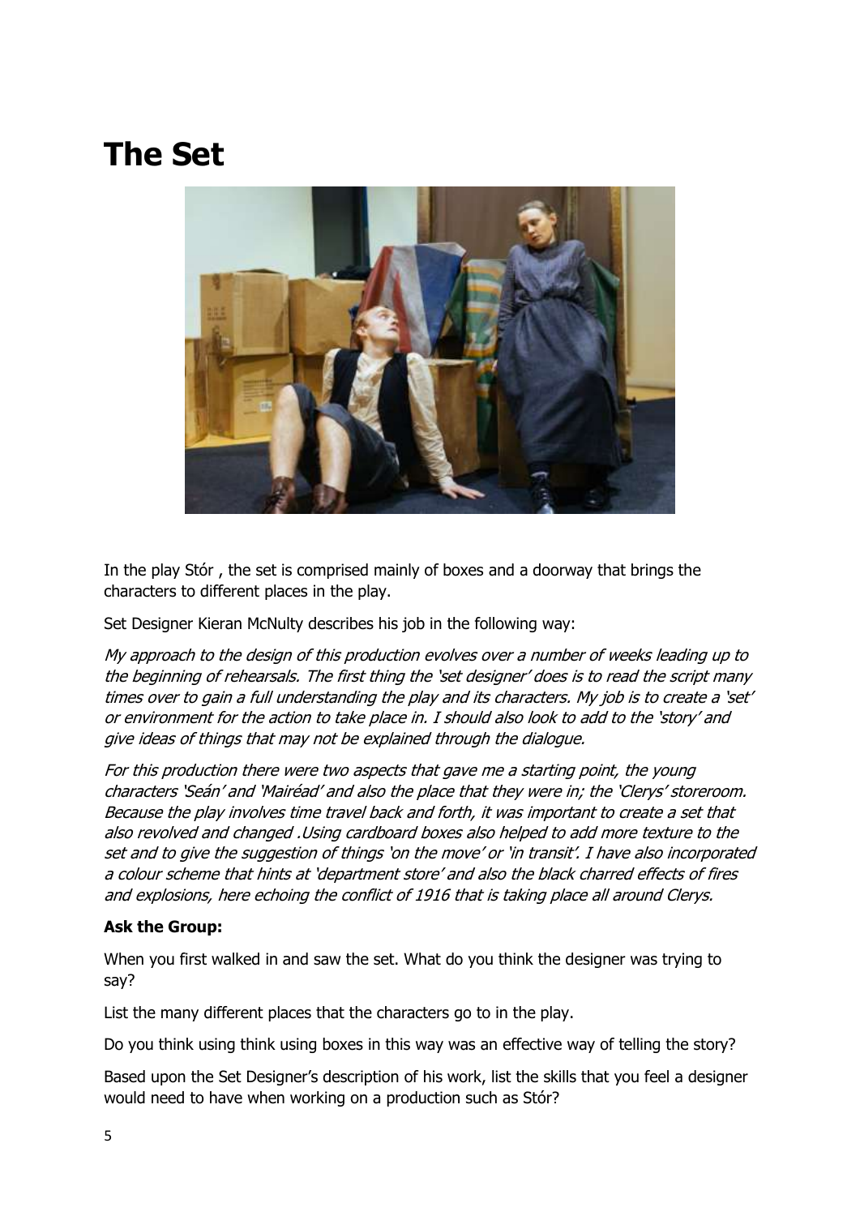# The Set

In the play Stór , the set is comprised mainly of boxes and a doorway that brings the characters to different places in the play.

Set Designer Kieran McNulty describes his job in the following way:

*My approach to the design of this production evolves over a number of weeks leading up to the beginning of rehearsals. The first thing the 'set designer' does is to read the script many times over to gain a full understanding the play and its characters. My job is to create a 'set' or environment for the action to take place in. I should also look to add to the 'story' and give ideas of things that may not be explained through the dialogue.*

*For this production there were two aspects that gave me a starting point, the young characters 'Seán' and 'Mairéad' and also the place that they were in; the 'Clerys' storeroom. Because the play involves time travel back and forth, it was important to create a set that also revolved and changed .Using cardboard boxes also helped to add more texture to the set and to give the suggestion of things 'on the move' or 'in transit'. I have also incorporated a colour scheme that hints at 'department store' and also the black charred effects of fires and explosions, here echoing the conflict of 1916 that is taking place all around Clerys.*

**Ask the Group:**

When you first walked in and saw the set. What do you think the designer was trying to say?

List the many different places that the characters go to in the play.

Do you think using think using boxes in this way was an effective way of telling the story?

Based upon the Set Designer's description of his work, list the skills that you feel a designer would need to have when working on a production such as Stór?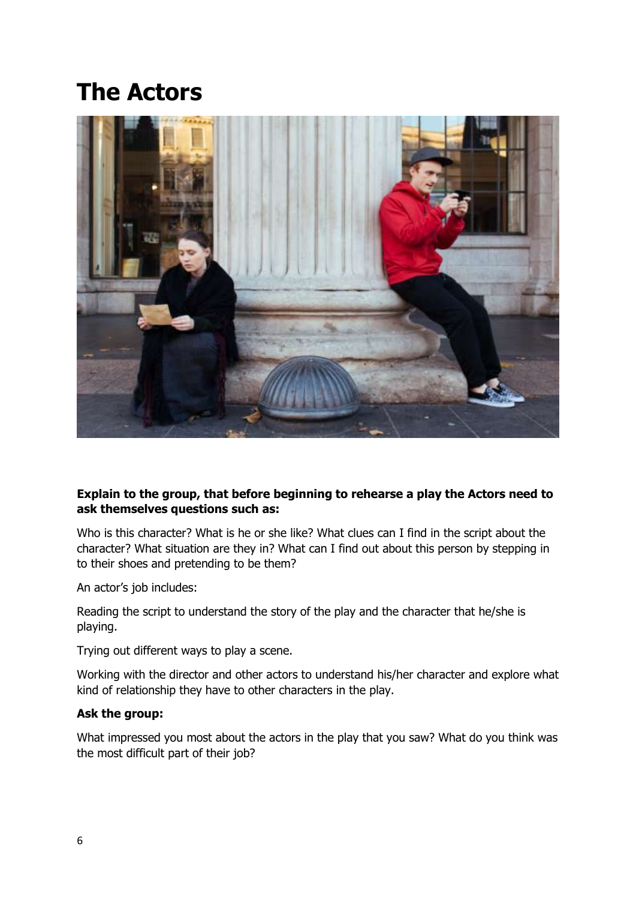# The Actors

**Explain to the group, that before beginning to rehearse a play the Actors need to ask themselves questions such as:**

Who is this character? What is he or she like? What clues can I find in the script about the character? What situation are they in? What can I find out about this person by stepping in to their shoes and pretending to be them?

An actor's job includes:

Reading the script to understand the story of the play and the character that he/she is playing.

Trying out different ways to play a scene.

Working with the director and other actors to understand his/her character and explore what kind of relationship they have to other characters in the play.

**Ask the group:**

What impressed you most about the actors in the play that you saw? What do you think was the most difficult part of their job?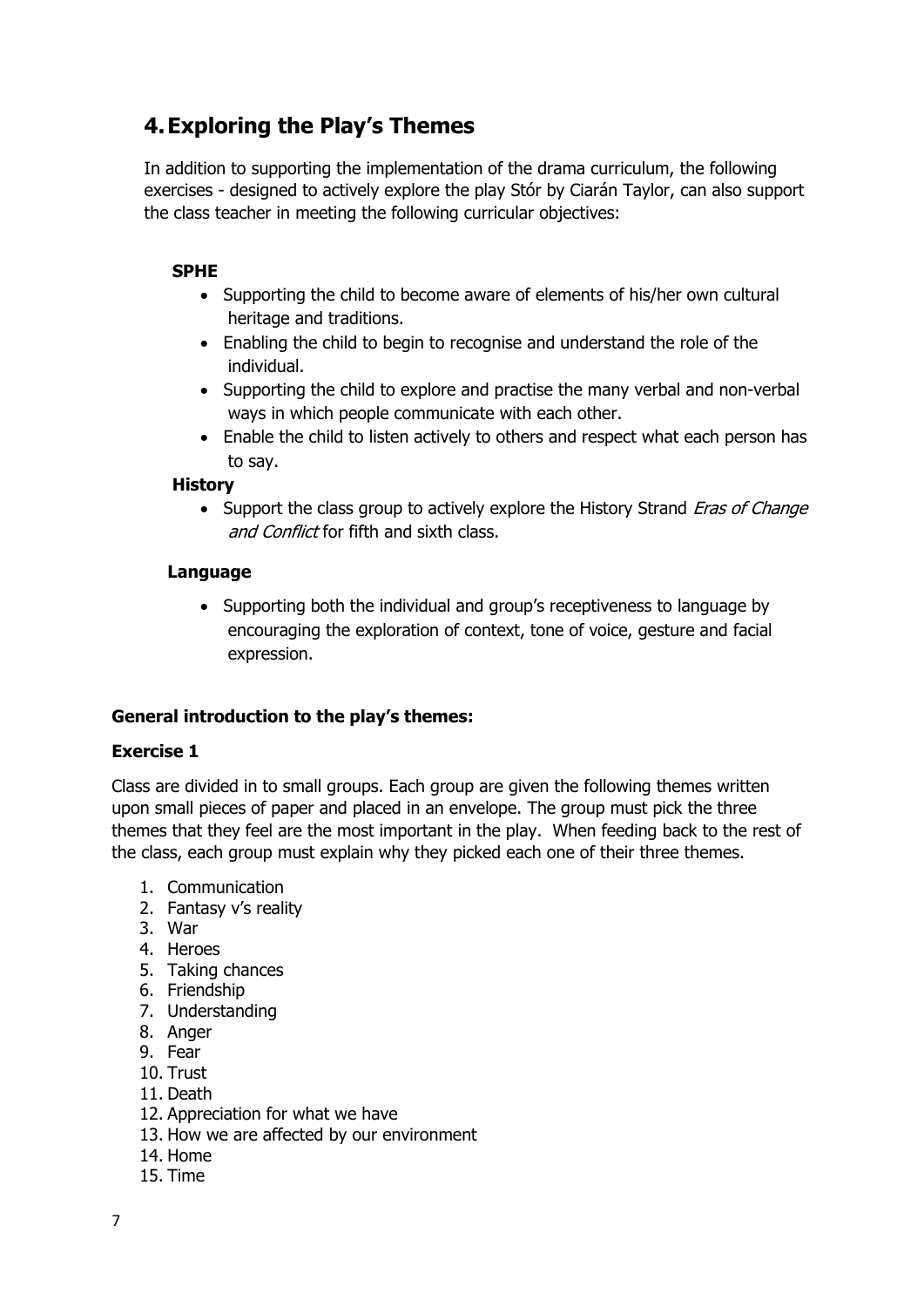## 4. Exploring the Play's Themes

In addition to supporting the implementation of the drama curriculum, the following exercises - designed to actively explore the play Stór by Ciarán Taylor, can also support the class teacher in meeting the following curricular objectives:

**SPHE**

- Supporting the child to become aware of elements of his/her own cultural heritage and traditions.
- Enabling the child to begin to recognise and understand the role of the individual.
- Supporting the child to explore and practise the many verbal and non-verbal ways in which people communicate with each other.
- Enable the child to listen actively to others and respect what each person has to say.

**History**

- Support the class group to actively explore the History Strand *Eras of Change and Conflict* for fifth and sixth class.

**Language**

- Supporting both the individual and group's receptiveness to language by encouraging the exploration of context, tone of voice, gesture and facial expression.

**General introduction to the play's themes:**

**Exercise 1**

Class are divided in to small groups. Each group are given the following themes written upon small pieces of paper and placed in an envelope. The group must pick the three themes that they feel are the most important in the play. When feeding back to the rest of the class, each group must explain why they picked each one of their three themes.

1. Communication
2. Fantasy v's reality
3. War
4. Heroes
5. Taking chances
6. Friendship
7. Understanding
8. Anger
9. Fear
10. Trust
11. Death
12. Appreciation for what we have
13. How we are affected by our environment
14. Home
15. Time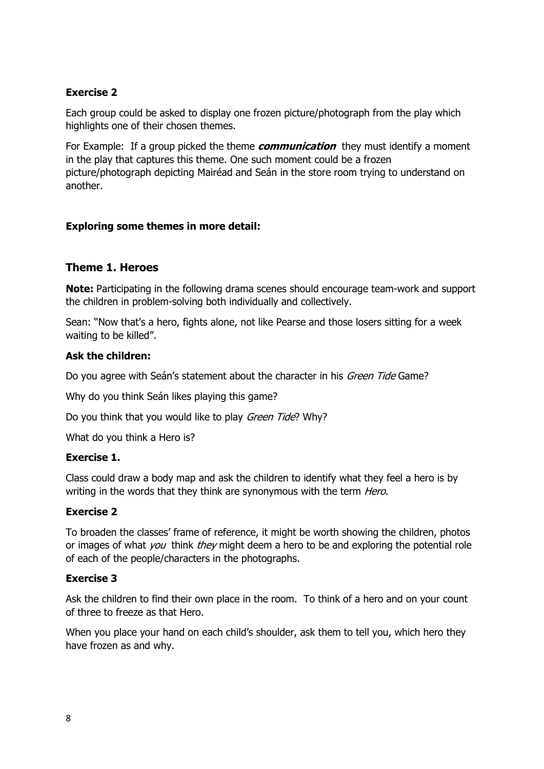**Exercise 2**

Each group could be asked to display one frozen picture/photograph from the play which highlights one of their chosen themes.

For Example: If a group picked the theme ***communication*** they must identify a moment in the play that captures this theme. One such moment could be a frozen picture/photograph depicting Mairéad and Seán in the store room trying to understand on another.

**Exploring some themes in more detail:**

### Theme 1. Heroes

**Note:** Participating in the following drama scenes should encourage team-work and support the children in problem-solving both individually and collectively.

Sean: "Now that's a hero, fights alone, not like Pearse and those losers sitting for a week waiting to be killed".

**Ask the children:**

Do you agree with Seán's statement about the character in his *Green Tide* Game?

Why do you think Seán likes playing this game?

Do you think that you would like to play *Green Tide*? Why?

What do you think a Hero is?

**Exercise 1.**

Class could draw a body map and ask the children to identify what they feel a hero is by writing in the words that they think are synonymous with the term *Hero*.

**Exercise 2**

To broaden the classes' frame of reference, it might be worth showing the children, photos or images of what *you* think *they* might deem a hero to be and exploring the potential role of each of the people/characters in the photographs.

**Exercise 3**

Ask the children to find their own place in the room. To think of a hero and on your count of three to freeze as that Hero.

When you place your hand on each child's shoulder, ask them to tell you, which hero they have frozen as and why.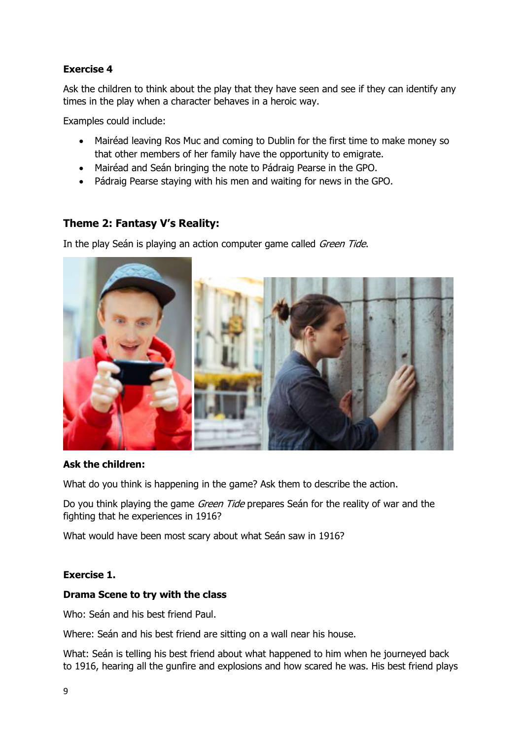**Exercise 4**

Ask the children to think about the play that they have seen and see if they can identify any times in the play when a character behaves in a heroic way.

Examples could include:

- Mairéad leaving Ros Muc and coming to Dublin for the first time to make money so that other members of her family have the opportunity to emigrate.
- Mairéad and Seán bringing the note to Pádraig Pearse in the GPO.
- Pádraig Pearse staying with his men and waiting for news in the GPO.

## Theme 2: Fantasy V's Reality:

In the play Seán is playing an action computer game called *Green Tide*.

**Ask the children:**

What do you think is happening in the game? Ask them to describe the action.

Do you think playing the game *Green Tide* prepares Seán for the reality of war and the fighting that he experiences in 1916?

What would have been most scary about what Seán saw in 1916?

**Exercise 1.**

**Drama Scene to try with the class**

Who: Seán and his best friend Paul.

Where: Seán and his best friend are sitting on a wall near his house.

What: Seán is telling his best friend about what happened to him when he journeyed back to 1916, hearing all the gunfire and explosions and how scared he was. His best friend plays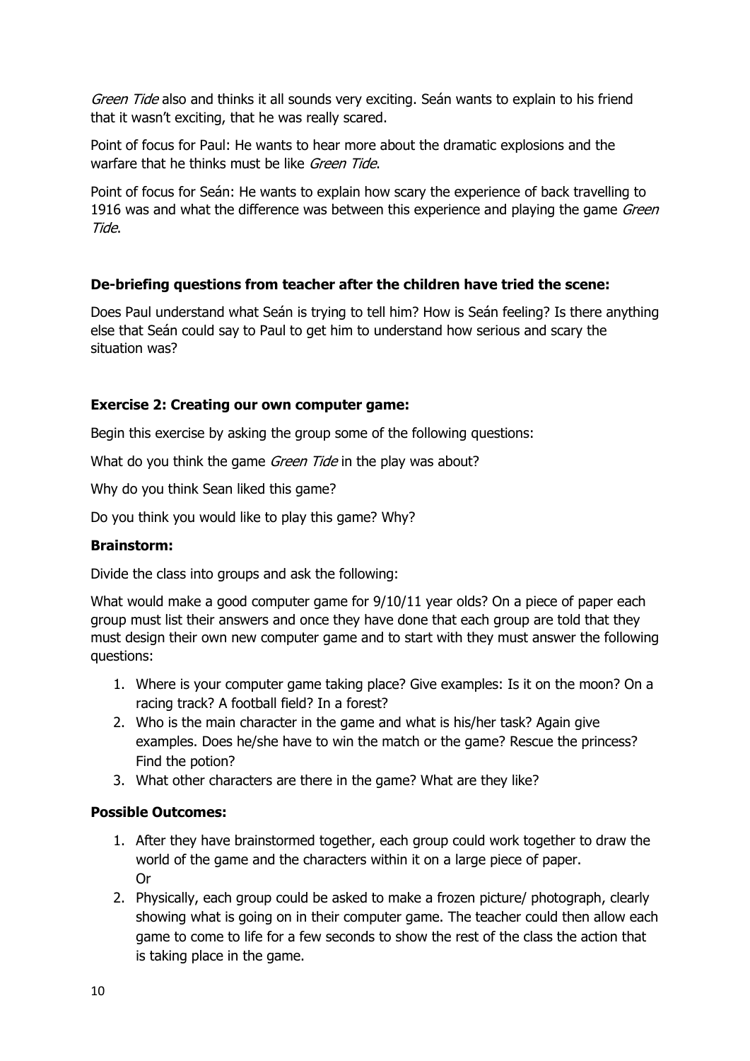*Green Tide* also and thinks it all sounds very exciting. Seán wants to explain to his friend that it wasn't exciting, that he was really scared.

Point of focus for Paul: He wants to hear more about the dramatic explosions and the warfare that he thinks must be like *Green Tide*.

Point of focus for Seán: He wants to explain how scary the experience of back travelling to 1916 was and what the difference was between this experience and playing the game *Green Tide*.

**De-briefing questions from teacher after the children have tried the scene:**

Does Paul understand what Seán is trying to tell him? How is Seán feeling? Is there anything else that Seán could say to Paul to get him to understand how serious and scary the situation was?

**Exercise 2: Creating our own computer game:**

Begin this exercise by asking the group some of the following questions:

What do you think the game *Green Tide* in the play was about?

Why do you think Sean liked this game?

Do you think you would like to play this game? Why?

**Brainstorm:**

Divide the class into groups and ask the following:

What would make a good computer game for 9/10/11 year olds? On a piece of paper each group must list their answers and once they have done that each group are told that they must design their own new computer game and to start with they must answer the following questions:

1. Where is your computer game taking place? Give examples: Is it on the moon? On a racing track? A football field? In a forest?
2. Who is the main character in the game and what is his/her task? Again give examples. Does he/she have to win the match or the game? Rescue the princess? Find the potion?
3. What other characters are there in the game? What are they like?

**Possible Outcomes:**

1. After they have brainstormed together, each group could work together to draw the world of the game and the characters within it on a large piece of paper.
   Or
2. Physically, each group could be asked to make a frozen picture/ photograph, clearly showing what is going on in their computer game. The teacher could then allow each game to come to life for a few seconds to show the rest of the class the action that is taking place in the game.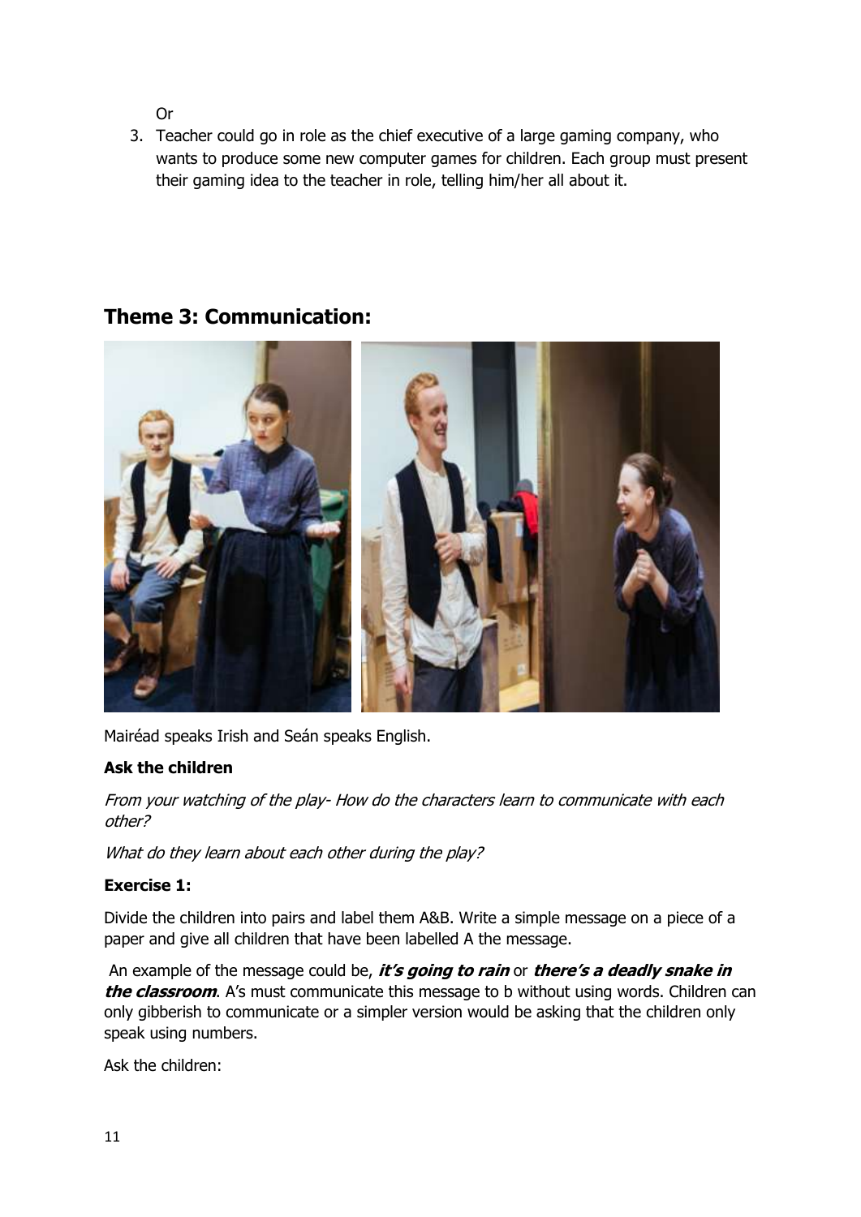Or

3. Teacher could go in role as the chief executive of a large gaming company, who wants to produce some new computer games for children. Each group must present their gaming idea to the teacher in role, telling him/her all about it.

## Theme 3: Communication:

Mairéad speaks Irish and Seán speaks English.

**Ask the children**

*From your watching of the play- How do the characters learn to communicate with each other?*

*What do they learn about each other during the play?*

**Exercise 1:**

Divide the children into pairs and label them A&B. Write a simple message on a piece of a paper and give all children that have been labelled A the message.

An example of the message could be, ***it's going to rain*** or ***there's a deadly snake in the classroom***. A's must communicate this message to b without using words. Children can only gibberish to communicate or a simpler version would be asking that the children only speak using numbers.

Ask the children: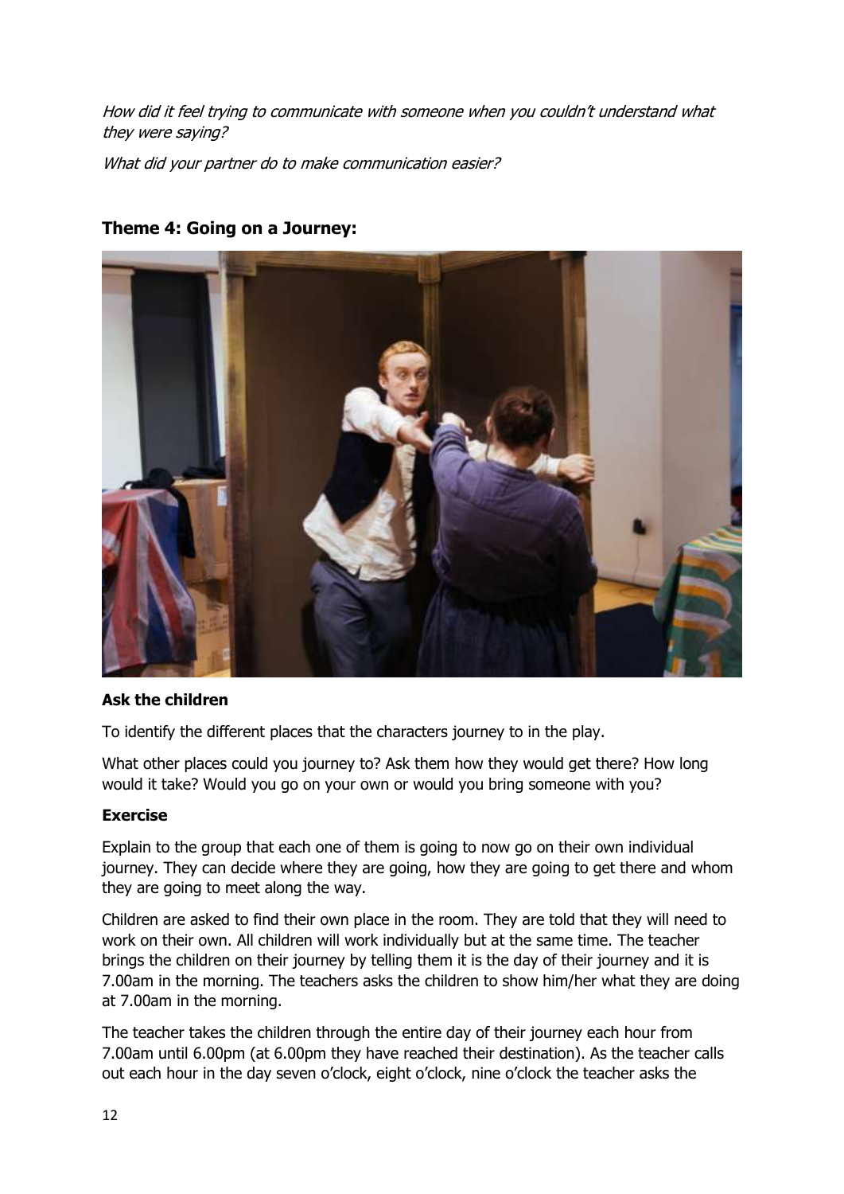*How did it feel trying to communicate with someone when you couldn't understand what they were saying?*

*What did your partner do to make communication easier?*

## Theme 4: Going on a Journey:

**Ask the children**

To identify the different places that the characters journey to in the play.

What other places could you journey to? Ask them how they would get there? How long would it take? Would you go on your own or would you bring someone with you?

**Exercise**

Explain to the group that each one of them is going to now go on their own individual journey. They can decide where they are going, how they are going to get there and whom they are going to meet along the way.

Children are asked to find their own place in the room. They are told that they will need to work on their own. All children will work individually but at the same time. The teacher brings the children on their journey by telling them it is the day of their journey and it is 7.00am in the morning. The teachers asks the children to show him/her what they are doing at 7.00am in the morning.

The teacher takes the children through the entire day of their journey each hour from 7.00am until 6.00pm (at 6.00pm they have reached their destination). As the teacher calls out each hour in the day seven o'clock, eight o'clock, nine o'clock the teacher asks the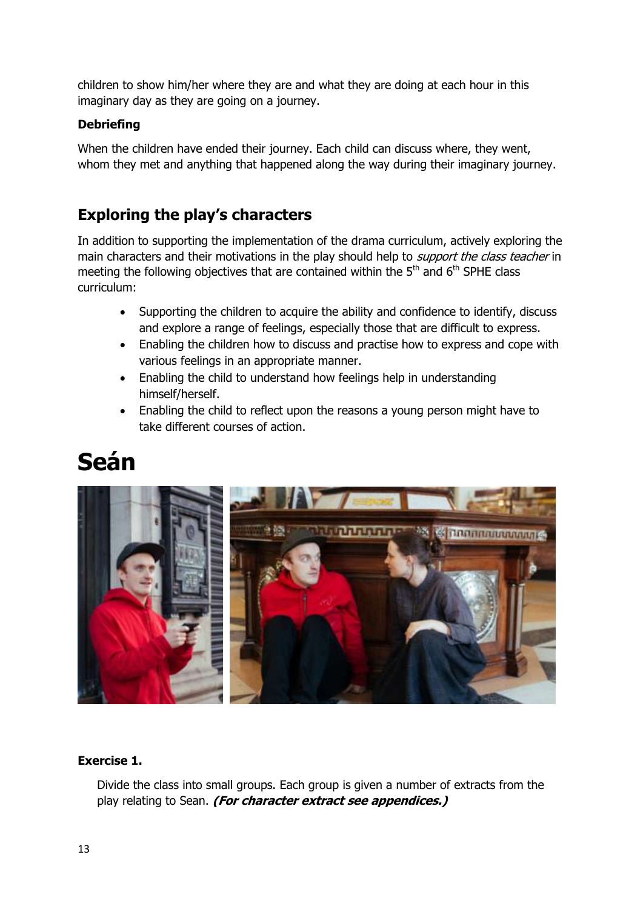children to show him/her where they are and what they are doing at each hour in this imaginary day as they are going on a journey.

**Debriefing**

When the children have ended their journey. Each child can discuss where, they went, whom they met and anything that happened along the way during their imaginary journey.

## Exploring the play's characters

In addition to supporting the implementation of the drama curriculum, actively exploring the main characters and their motivations in the play should help to *support the class teacher* in meeting the following objectives that are contained within the 5th and 6th SPHE class curriculum:

- Supporting the children to acquire the ability and confidence to identify, discuss and explore a range of feelings, especially those that are difficult to express.
- Enabling the children how to discuss and practise how to express and cope with various feelings in an appropriate manner.
- Enabling the child to understand how feelings help in understanding himself/herself.
- Enabling the child to reflect upon the reasons a young person might have to take different courses of action.

# Seán

**Exercise 1.**

Divide the class into small groups. Each group is given a number of extracts from the play relating to Sean. ***(For character extract see appendices.)***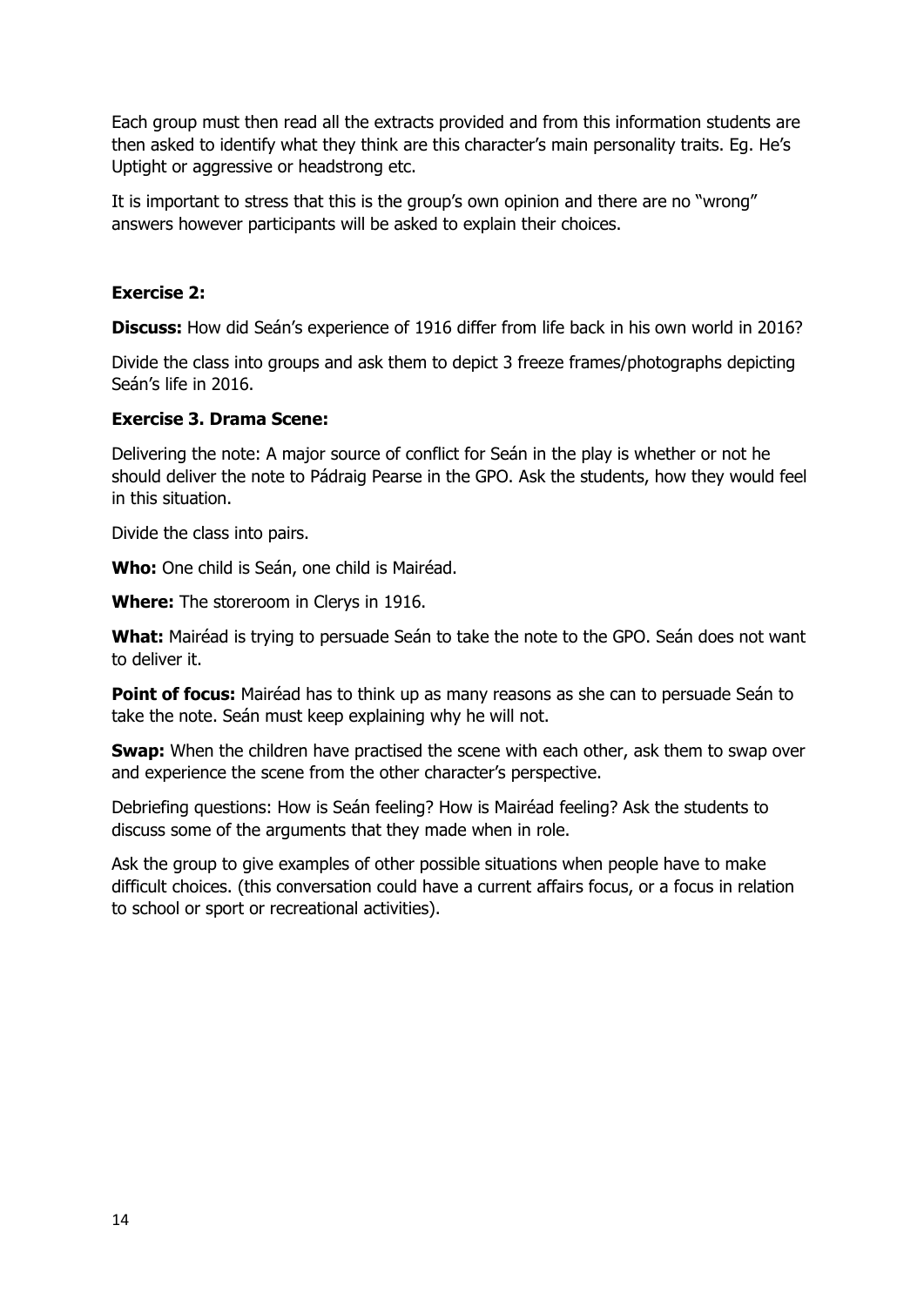Each group must then read all the extracts provided and from this information students are then asked to identify what they think are this character's main personality traits. Eg. He's Uptight or aggressive or headstrong etc.

It is important to stress that this is the group's own opinion and there are no "wrong" answers however participants will be asked to explain their choices.

**Exercise 2:**

**Discuss:** How did Seán's experience of 1916 differ from life back in his own world in 2016?

Divide the class into groups and ask them to depict 3 freeze frames/photographs depicting Seán's life in 2016.

**Exercise 3. Drama Scene:**

Delivering the note: A major source of conflict for Seán in the play is whether or not he should deliver the note to Pádraig Pearse in the GPO. Ask the students, how they would feel in this situation.

Divide the class into pairs.

**Who:** One child is Seán, one child is Mairéad.

**Where:** The storeroom in Clerys in 1916.

**What:** Mairéad is trying to persuade Seán to take the note to the GPO. Seán does not want to deliver it.

**Point of focus:** Mairéad has to think up as many reasons as she can to persuade Seán to take the note. Seán must keep explaining why he will not.

**Swap:** When the children have practised the scene with each other, ask them to swap over and experience the scene from the other character's perspective.

Debriefing questions: How is Seán feeling? How is Mairéad feeling? Ask the students to discuss some of the arguments that they made when in role.

Ask the group to give examples of other possible situations when people have to make difficult choices. (this conversation could have a current affairs focus, or a focus in relation to school or sport or recreational activities).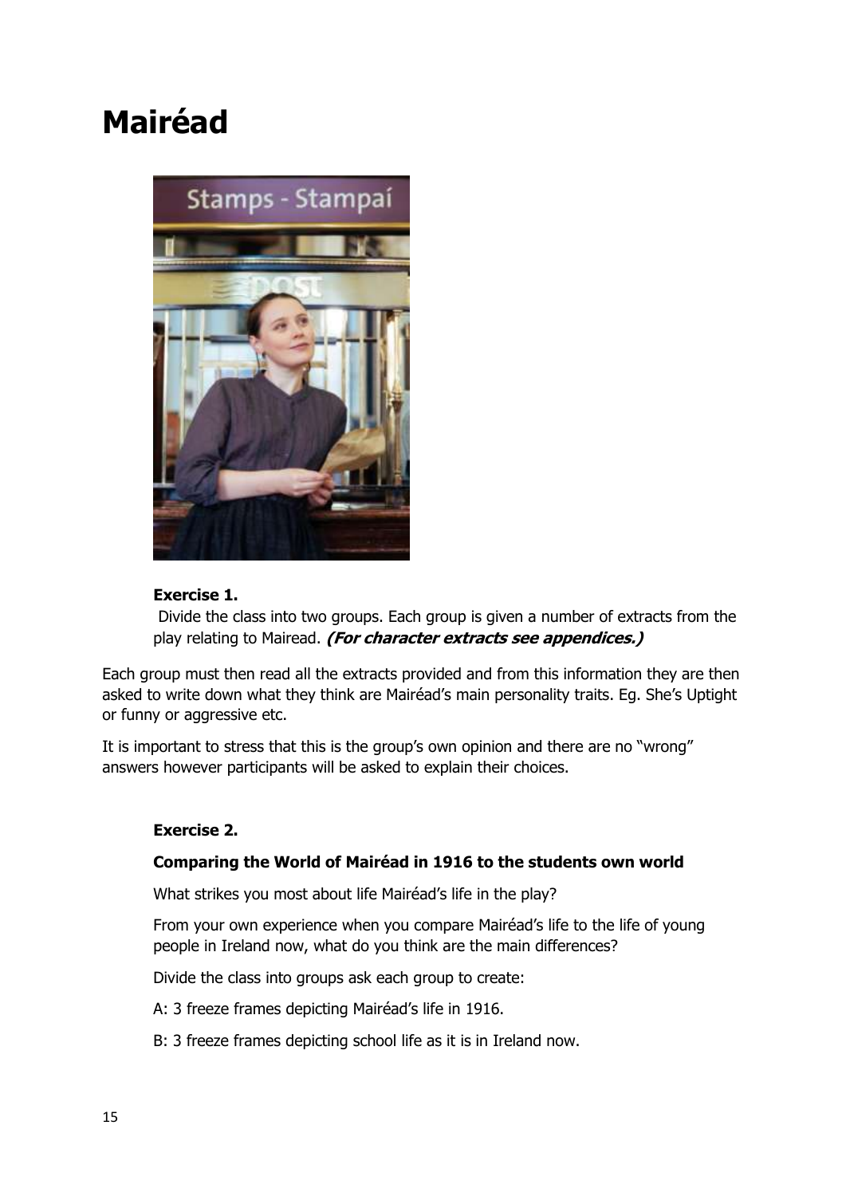# Mairéad

**Exercise 1.**

Divide the class into two groups. Each group is given a number of extracts from the play relating to Mairead. ***(For character extracts see appendices.)***

Each group must then read all the extracts provided and from this information they are then asked to write down what they think are Mairéad's main personality traits. Eg. She's Uptight or funny or aggressive etc.

It is important to stress that this is the group's own opinion and there are no "wrong" answers however participants will be asked to explain their choices.

**Exercise 2.**

**Comparing the World of Mairéad in 1916 to the students own world**

What strikes you most about life Mairéad's life in the play?

From your own experience when you compare Mairéad's life to the life of young people in Ireland now, what do you think are the main differences?

Divide the class into groups ask each group to create:

A: 3 freeze frames depicting Mairéad's life in 1916.

B: 3 freeze frames depicting school life as it is in Ireland now.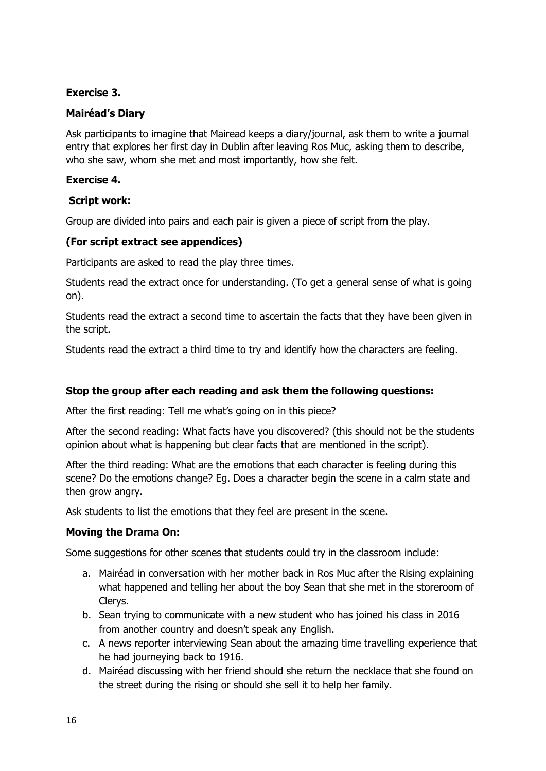**Exercise 3.**

**Mairéad's Diary**

Ask participants to imagine that Mairead keeps a diary/journal, ask them to write a journal entry that explores her first day in Dublin after leaving Ros Muc, asking them to describe, who she saw, whom she met and most importantly, how she felt.

**Exercise 4.**

**Script work:**

Group are divided into pairs and each pair is given a piece of script from the play.

**(For script extract see appendices)**

Participants are asked to read the play three times.

Students read the extract once for understanding. (To get a general sense of what is going on).

Students read the extract a second time to ascertain the facts that they have been given in the script.

Students read the extract a third time to try and identify how the characters are feeling.

**Stop the group after each reading and ask them the following questions:**

After the first reading: Tell me what's going on in this piece?

After the second reading: What facts have you discovered? (this should not be the students opinion about what is happening but clear facts that are mentioned in the script).

After the third reading: What are the emotions that each character is feeling during this scene? Do the emotions change? Eg. Does a character begin the scene in a calm state and then grow angry.

Ask students to list the emotions that they feel are present in the scene.

**Moving the Drama On:**

Some suggestions for other scenes that students could try in the classroom include:

a. Mairéad in conversation with her mother back in Ros Muc after the Rising explaining what happened and telling her about the boy Sean that she met in the storeroom of Clerys.
b. Sean trying to communicate with a new student who has joined his class in 2016 from another country and doesn't speak any English.
c. A news reporter interviewing Sean about the amazing time travelling experience that he had journeying back to 1916.
d. Mairéad discussing with her friend should she return the necklace that she found on the street during the rising or should she sell it to help her family.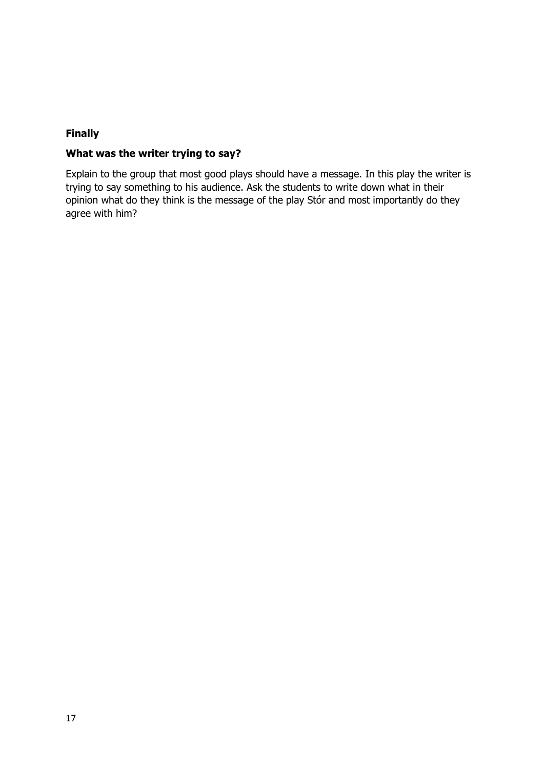**Finally**

**What was the writer trying to say?**

Explain to the group that most good plays should have a message. In this play the writer is trying to say something to his audience. Ask the students to write down what in their opinion what do they think is the message of the play Stór and most importantly do they agree with him?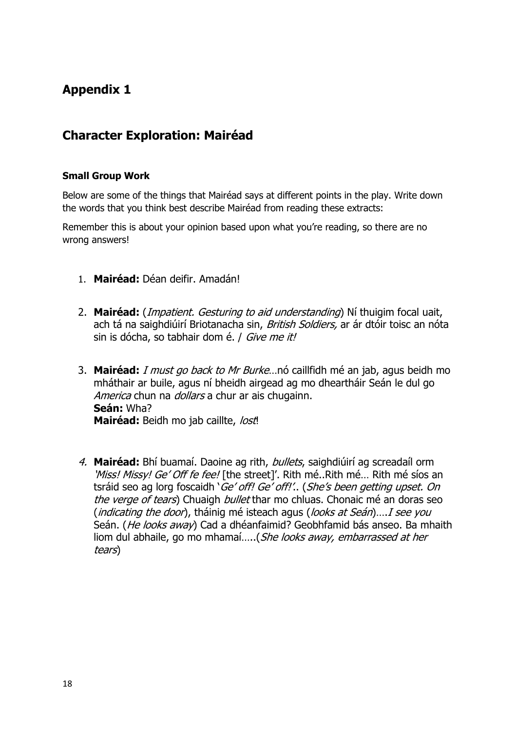## Appendix 1

## Character Exploration: Mairéad

### Small Group Work

Below are some of the things that Mairéad says at different points in the play. Write down the words that you think best describe Mairéad from reading these extracts:

Remember this is about your opinion based upon what you're reading, so there are no wrong answers!

1. **Mairéad:** Déan deifir. Amadán!

2. **Mairéad:** (*Impatient. Gesturing to aid understanding*) Ní thuigim focal uait, ach tá na saighdiúirí Briotanacha sin, *British Soldiers,* ar ár dtóir toisc an nóta sin is dócha, so tabhair dom é. / *Give me it!*

3. **Mairéad:** *I must go back to Mr Burke*…nó caillfidh mé an jab, agus beidh mo mháthair ar buile, agus ní bheidh airgead ag mo dheartháir Seán le dul go *America* chun na *dollars* a chur ar ais chugainn.
   **Seán:** Wha?
   **Mairéad:** Beidh mo jab caillte, *lost*!

4. **Mairéad:** Bhí buamaí. Daoine ag rith, *bullets*, saighdiúirí ag screadaíl orm *'Miss! Missy! Ge' Off fe fee!* [the street]'. Rith mé..Rith mé… Rith mé síos an tsráid seo ag lorg foscaidh '*Ge' off! Ge' off!*'.. (*She's been getting upset. On the verge of tears*) Chuaigh *bullet* thar mo chluas. Chonaic mé an doras seo (*indicating the door*), tháinig mé isteach agus (*looks at Seán*)….*I see you* Seán. (*He looks away*) Cad a dhéanfaimid? Geobhfamid bás anseo. Ba mhaith liom dul abhaile, go mo mhamaí…..(*She looks away, embarrassed at her tears*)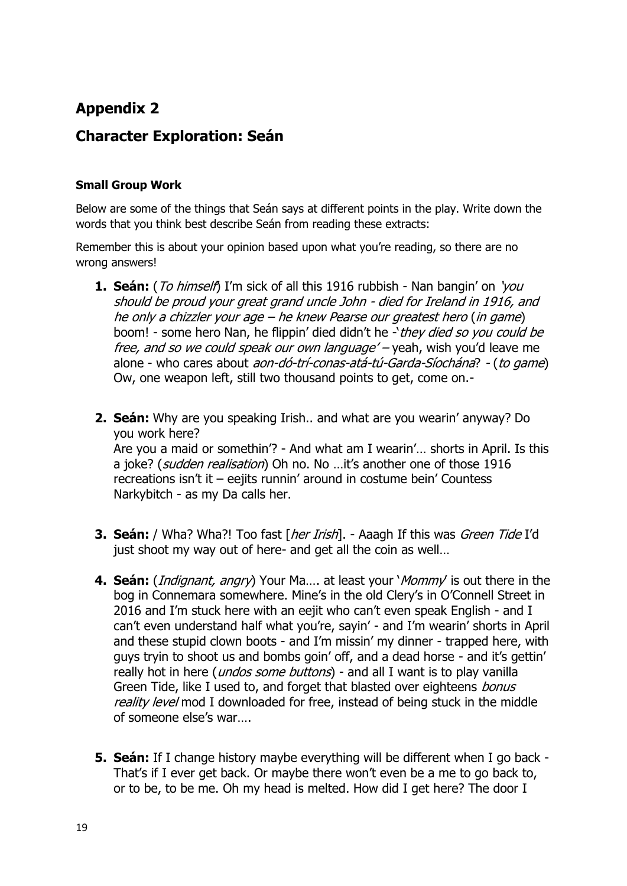## Appendix 2

## Character Exploration: Seán

### Small Group Work

Below are some of the things that Seán says at different points in the play. Write down the words that you think best describe Seán from reading these extracts:

Remember this is about your opinion based upon what you're reading, so there are no wrong answers!

1. **Seán:** (*To himself*) I'm sick of all this 1916 rubbish - Nan bangin' on *'you should be proud your great grand uncle John - died for Ireland in 1916, and he only a chizzler your age – he knew Pearse our greatest hero* (*in game*) boom! - some hero Nan, he flippin' died didn't he -*'they died so you could be free, and so we could speak our own language'* – yeah, wish you'd leave me alone - who cares about *aon-dó-trí-conas-atá-tú-Garda-Síochána*? - (*to game*) Ow, one weapon left, still two thousand points to get, come on.-

2. **Seán:** Why are you speaking Irish.. and what are you wearin' anyway? Do you work here?
   Are you a maid or somethin'? - And what am I wearin'… shorts in April. Is this a joke? (*sudden realisation*) Oh no. No …it's another one of those 1916 recreations isn't it – eejits runnin' around in costume bein' Countess Narkybitch - as my Da calls her.

3. **Seán:** / Wha? Wha?! Too fast [*her Irish*]. - Aaagh If this was *Green Tide* I'd just shoot my way out of here- and get all the coin as well…

4. **Seán:** (*Indignant, angry*) Your Ma…. at least your '*Mommy*' is out there in the bog in Connemara somewhere. Mine's in the old Clery's in O'Connell Street in 2016 and I'm stuck here with an eejit who can't even speak English - and I can't even understand half what you're, sayin' - and I'm wearin' shorts in April and these stupid clown boots - and I'm missin' my dinner - trapped here, with guys tryin to shoot us and bombs goin' off, and a dead horse - and it's gettin' really hot in here (*undos some buttons*) - and all I want is to play vanilla Green Tide, like I used to, and forget that blasted over eighteens *bonus reality level* mod I downloaded for free, instead of being stuck in the middle of someone else's war….

5. **Seán:** If I change history maybe everything will be different when I go back - That's if I ever get back. Or maybe there won't even be a me to go back to, or to be, to be me. Oh my head is melted. How did I get here? The door I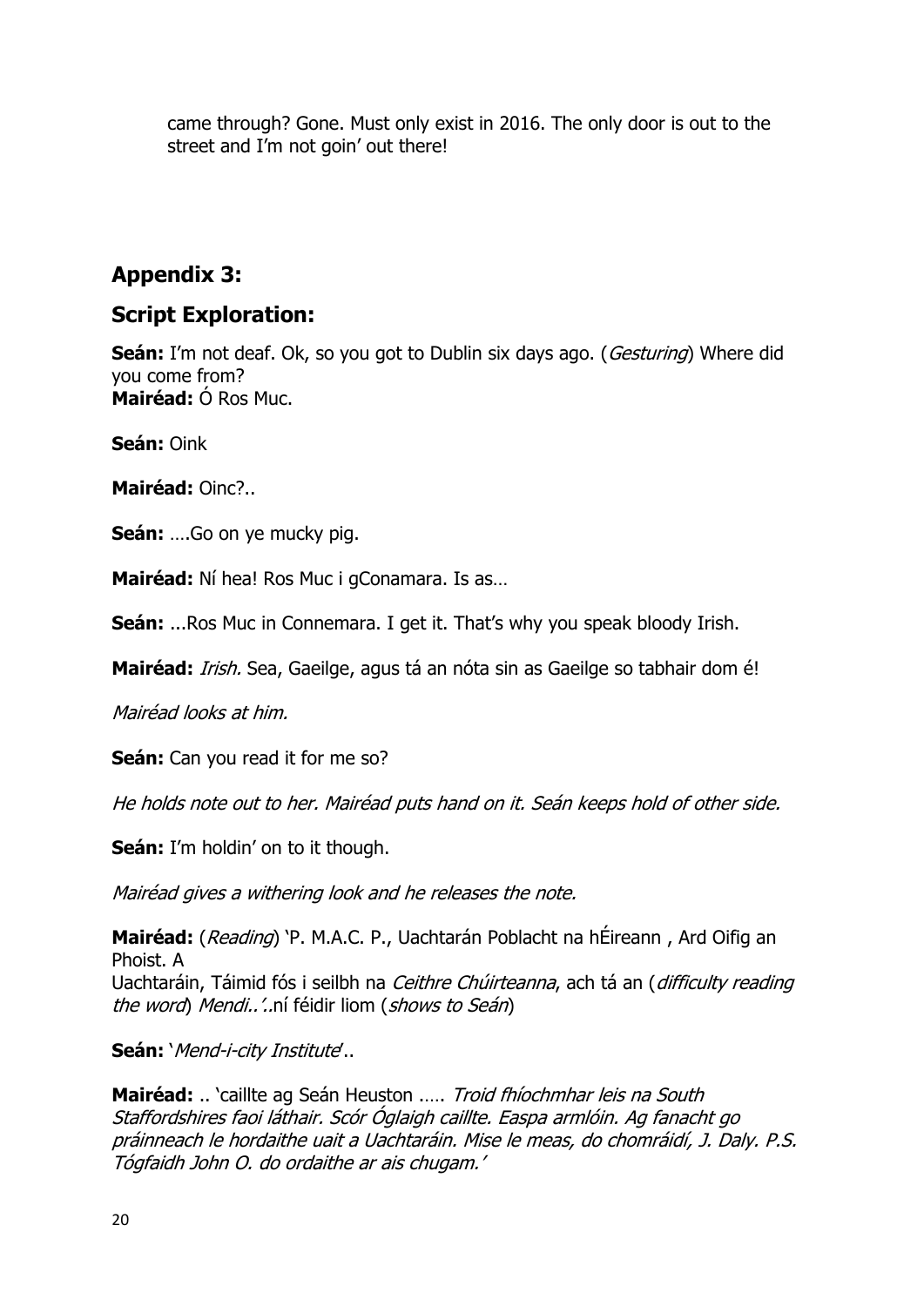came through? Gone. Must only exist in 2016. The only door is out to the street and I'm not goin' out there!

## Appendix 3:

## Script Exploration:

**Seán:** I'm not deaf. Ok, so you got to Dublin six days ago. (*Gesturing*) Where did you come from?
**Mairéad:** Ó Ros Muc.

**Seán:** Oink

**Mairéad:** Oinc?..

**Seán:** ….Go on ye mucky pig.

**Mairéad:** Ní hea! Ros Muc i gConamara. Is as…

**Seán:** ...Ros Muc in Connemara. I get it. That's why you speak bloody Irish.

**Mairéad:** *Irish.* Sea, Gaeilge, agus tá an nóta sin as Gaeilge so tabhair dom é!

*Mairéad looks at him.*

**Seán:** Can you read it for me so?

*He holds note out to her. Mairéad puts hand on it. Seán keeps hold of other side.*

**Seán:** I'm holdin' on to it though.

*Mairéad gives a withering look and he releases the note.*

**Mairéad:** (*Reading*) 'P. M.A.C. P., Uachtarán Poblacht na hÉireann , Ard Oifig an Phoist. A
Uachtaráin, Táimid fós i seilbh na *Ceithre Chúirteanna*, ach tá an (*difficulty reading the word*) *Mendi..'..*ní féidir liom (*shows to Seán*)

**Seán:** '*Mend-i-city Institute*'..

**Mairéad:** .. 'caillte ag Seán Heuston ….. *Troid fhíochmhar leis na South Staffordshires faoi láthair. Scór Óglaigh caillte. Easpa armlóin. Ag fanacht go práinneach le hordaithe uait a Uachtaráin. Mise le meas, do chomráidí, J. Daly. P.S. Tógfaidh John O. do ordaithe ar ais chugam.'*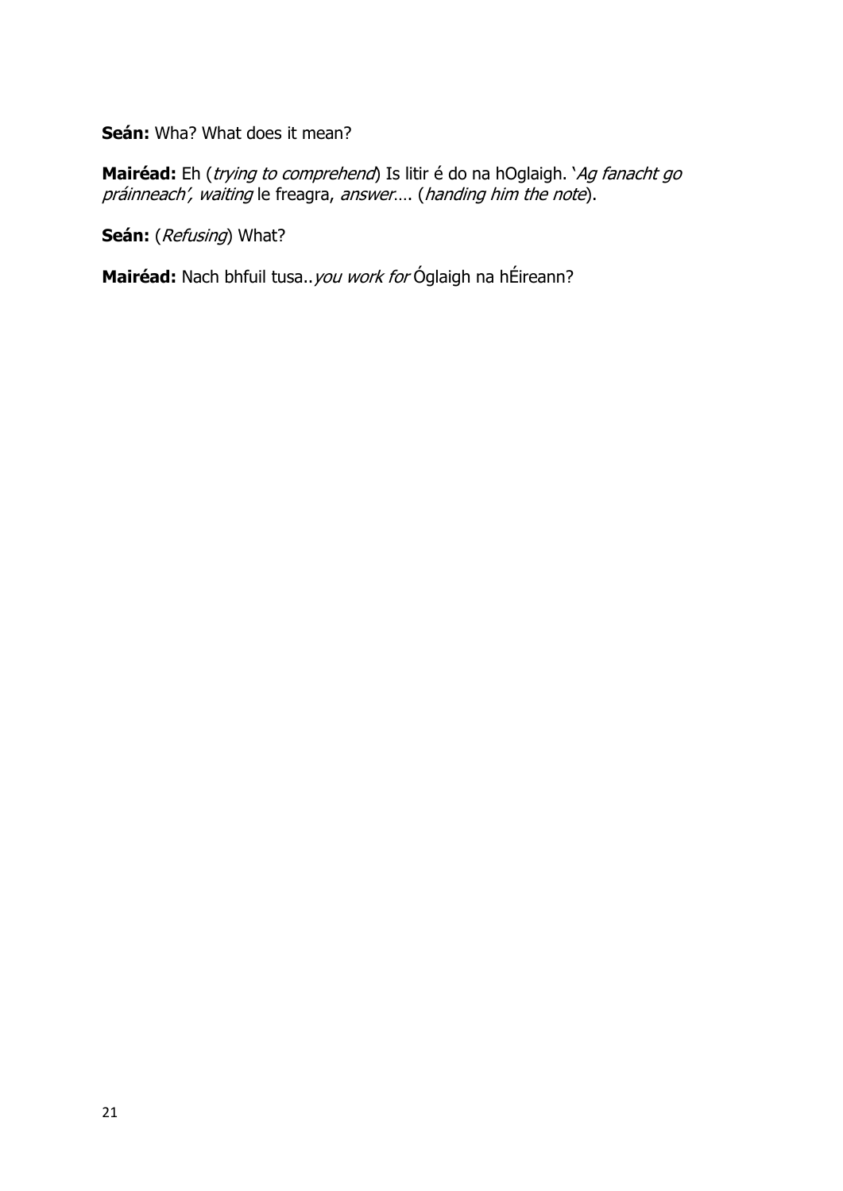**Seán:** Wha? What does it mean?

**Mairéad:** Eh (*trying to comprehend*) Is litir é do na hOglaigh. '*Ag fanacht go práinneach', waiting* le freagra, *answer*…. (*handing him the note*).

**Seán:** (*Refusing*) What?

**Mairéad:** Nach bhfuil tusa..*you work for* Óglaigh na hÉireann?